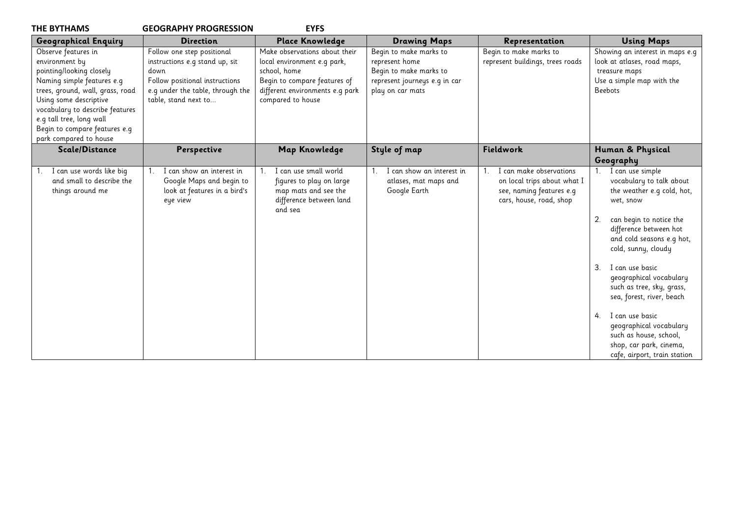**THE BYTHAMS GEOGRAPHY PROGRESSION EYFS**

| Geographical Enquiry | Direction | Place Knowledge | Drawing Maps | Representation | Using Maps |
| --- | --- | --- | --- | --- | --- |
| Observe features in environment by pointing/looking closely<br>Naming simple features e.g trees, ground, wall, grass, road<br>Using some descriptive vocabulary to describe features e.g tall tree, long wall<br>Begin to compare features e.g park compared to house | Follow one step positional instructions e.g stand up, sit down<br>Follow positional instructions e.g under the table, through the table, stand next to… | Make observations about their local environment e.g park, school, home<br>Begin to compare features of different environments e.g park compared to house | Begin to make marks to represent home<br>Begin to make marks to represent journeys e.g in car play on car mats | Begin to make marks to represent buildings, trees roads | Showing an interest in maps e.g look at atlases, road maps, treasure maps<br>Use a simple map with the Beebots |
| **Scale/Distance** | **Perspective** | **Map Knowledge** | **Style of map** | **Fieldwork** | **Human & Physical Geography** |
| 1. I can use words like big and small to describe the things around me | 1. I can show an interest in Google Maps and begin to look at features in a bird's eye view | 1. I can use small world figures to play on large map mats and see the difference between land and sea | 1. I can show an interest in atlases, mat maps and Google Earth | 1. I can make observations on local trips about what I see, naming features e.g cars, house, road, shop | 1. I can use simple vocabulary to talk about the weather e.g cold, hot, wet, snow<br>2. can begin to notice the difference between hot and cold seasons e.g hot, cold, sunny, cloudy<br>3. I can use basic geographical vocabulary such as tree, sky, grass, sea, forest, river, beach<br>4. I can use basic geographical vocabulary such as house, school, shop, car park, cinema, cafe, airport, train station |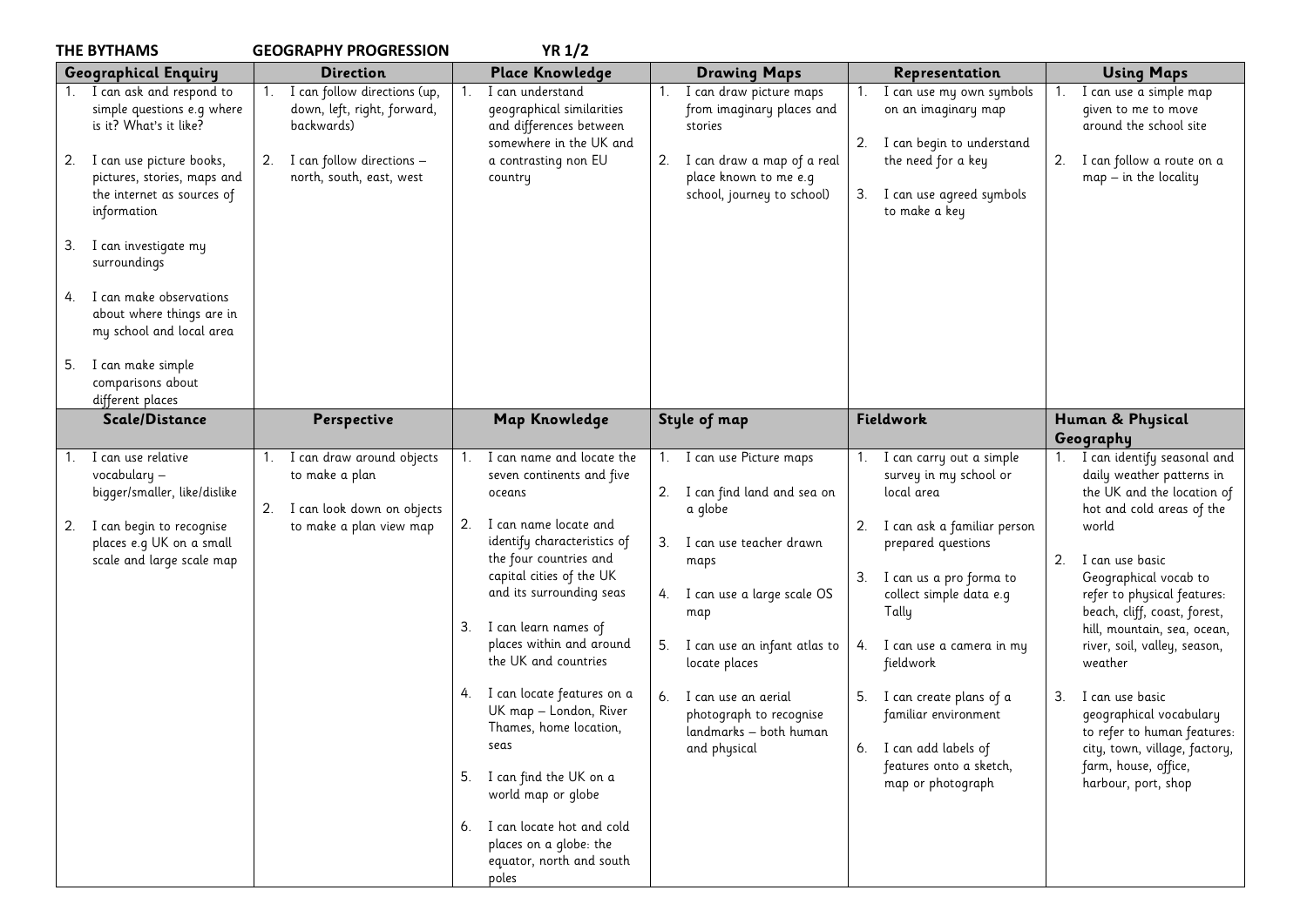**THE BYTHAMS GEOGRAPHY PROGRESSION YR 1/2**

| Geographical Enquiry | Direction | Place Knowledge | Drawing Maps | Representation | Using Maps |
|---|---|---|---|---|---|
| 1. I can ask and respond to simple questions e.g where is it? What's it like?<br><br>2. I can use picture books, pictures, stories, maps and the internet as sources of information<br><br>3. I can investigate my surroundings<br><br>4. I can make observations about where things are in my school and local area<br><br>5. I can make simple comparisons about different places | 1. I can follow directions (up, down, left, right, forward, backwards)<br><br>2. I can follow directions – north, south, east, west | 1. I can understand geographical similarities and differences between somewhere in the UK and a contrasting non EU country | 1. I can draw picture maps from imaginary places and stories<br><br>2. I can draw a map of a real place known to me e.g school, journey to school) | 1. I can use my own symbols on an imaginary map<br><br>2. I can begin to understand the need for a key<br><br>3. I can use agreed symbols to make a key | 1. I can use a simple map given to me to move around the school site<br><br>2. I can follow a route on a map – in the locality |
| **Scale/Distance** | **Perspective** | **Map Knowledge** | **Style of map** | **Fieldwork** | **Human & Physical Geography** |
| 1. I can use relative vocabulary – bigger/smaller, like/dislike<br><br>2. I can begin to recognise places e.g UK on a small scale and large scale map | 1. I can draw around objects to make a plan<br><br>2. I can look down on objects to make a plan view map | 1. I can name and locate the seven continents and five oceans<br><br>2. I can name locate and identify characteristics of the four countries and capital cities of the UK and its surrounding seas<br><br>3. I can learn names of places within and around the UK and countries<br><br>4. I can locate features on a UK map – London, River Thames, home location, seas<br><br>5. I can find the UK on a world map or globe<br><br>6. I can locate hot and cold places on a globe: the equator, north and south poles | 1. I can use Picture maps<br><br>2. I can find land and sea on a globe<br><br>3. I can use teacher drawn maps<br><br>4. I can use a large scale OS map<br><br>5. I can use an infant atlas to locate places<br><br>6. I can use an aerial photograph to recognise landmarks – both human and physical | 1. I can carry out a simple survey in my school or local area<br><br>2. I can ask a familiar person prepared questions<br><br>3. I can us a pro forma to collect simple data e.g Tally<br><br>4. I can use a camera in my fieldwork<br><br>5. I can create plans of a familiar environment<br><br>6. I can add labels of features onto a sketch, map or photograph | 1. I can identify seasonal and daily weather patterns in the UK and the location of hot and cold areas of the world<br><br>2. I can use basic Geographical vocab to refer to physical features: beach, cliff, coast, forest, hill, mountain, sea, ocean, river, soil, valley, season, weather<br><br>3. I can use basic geographical vocabulary to refer to human features: city, town, village, factory, farm, house, office, harbour, port, shop |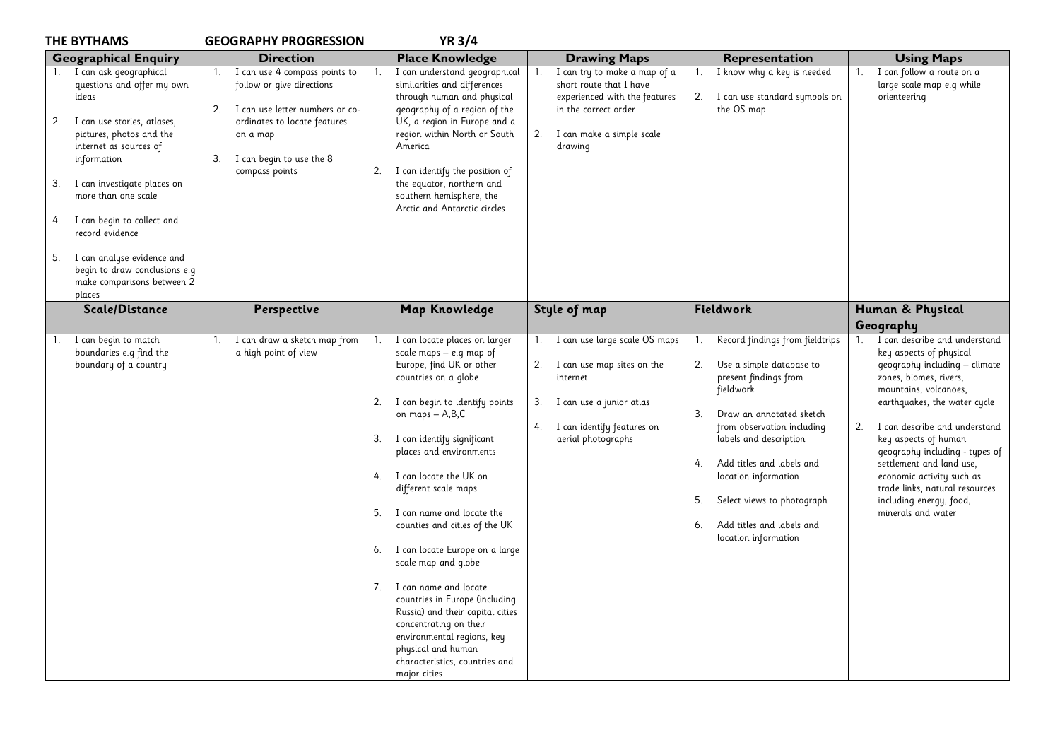**THE BYTHAMS GEOGRAPHY PROGRESSION YR 3/4**

| Geographical Enquiry | Direction | Place Knowledge | Drawing Maps | Representation | Using Maps |
|---|---|---|---|---|---|
| 1. I can ask geographical questions and offer my own ideas<br><br>2. I can use stories, atlases, pictures, photos and the internet as sources of information<br><br>3. I can investigate places on more than one scale<br><br>4. I can begin to collect and record evidence<br><br>5. I can analyse evidence and begin to draw conclusions e.g make comparisons between 2 places | 1. I can use 4 compass points to follow or give directions<br><br>2. I can use letter numbers or co-ordinates to locate features on a map<br><br>3. I can begin to use the 8 compass points | 1. I can understand geographical similarities and differences through human and physical geography of a region of the UK, a region in Europe and a region within North or South America<br><br>2. I can identify the position of the equator, northern and southern hemisphere, the Arctic and Antarctic circles | 1. I can try to make a map of a short route that I have experienced with the features in the correct order<br><br>2. I can make a simple scale drawing | 1. I know why a key is needed<br><br>2. I can use standard symbols on the OS map | 1. I can follow a route on a large scale map e.g while orienteering |
| **Scale/Distance** | **Perspective** | **Map Knowledge** | **Style of map** | **Fieldwork** | **Human & Physical Geography** |
| 1. I can begin to match boundaries e.g find the boundary of a country | 1. I can draw a sketch map from a high point of view | 1. I can locate places on larger scale maps – e.g map of Europe, find UK or other countries on a globe<br><br>2. I can begin to identify points on maps – A,B,C<br><br>3. I can identify significant places and environments<br><br>4. I can locate the UK on different scale maps<br><br>5. I can name and locate the counties and cities of the UK<br><br>6. I can locate Europe on a large scale map and globe<br><br>7. I can name and locate countries in Europe (including Russia) and their capital cities concentrating on their environmental regions, key physical and human characteristics, countries and major cities | 1. I can use large scale OS maps<br><br>2. I can use map sites on the internet<br><br>3. I can use a junior atlas<br><br>4. I can identify features on aerial photographs | 1. Record findings from fieldtrips<br><br>2. Use a simple database to present findings from fieldwork<br><br>3. Draw an annotated sketch from observation including labels and description<br><br>4. Add titles and labels and location information<br><br>5. Select views to photograph<br><br>6. Add titles and labels and location information | 1. I can describe and understand key aspects of physical geography including – climate zones, biomes, rivers, mountains, volcanoes, earthquakes, the water cycle<br><br>2. I can describe and understand key aspects of human geography including - types of settlement and land use, economic activity such as trade links, natural resources including energy, food, minerals and water |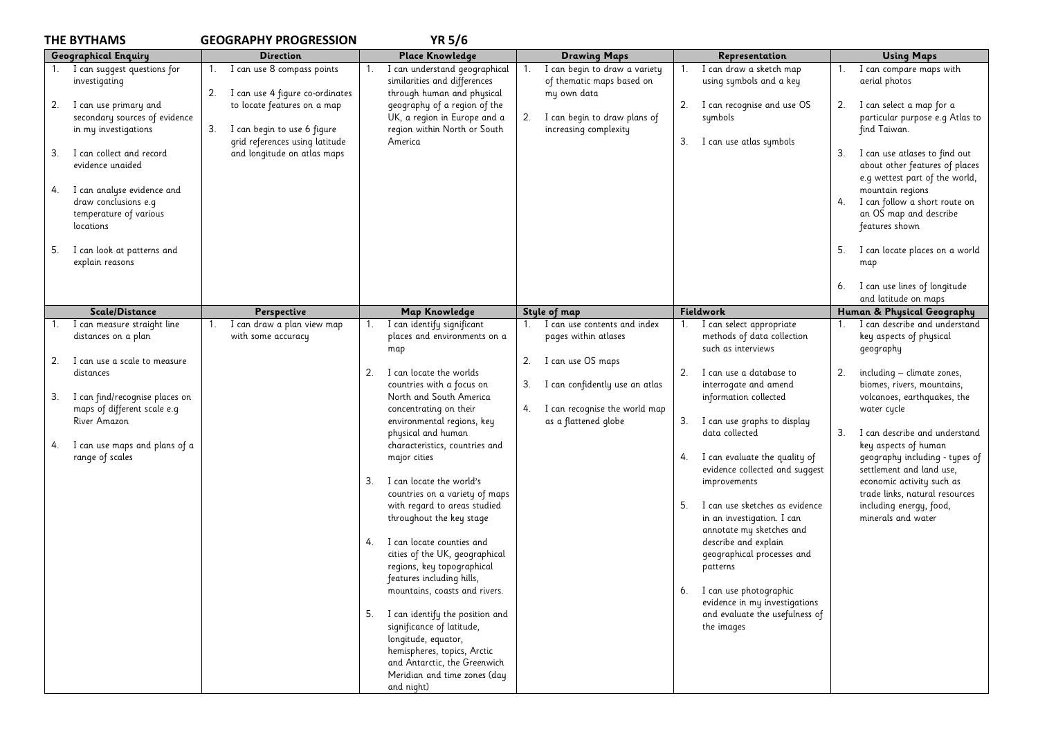**THE BYTHAMS GEOGRAPHY PROGRESSION YR 5/6**

| Geographical Enquiry | Direction | Place Knowledge | Drawing Maps | Representation | Using Maps |
|---|---|---|---|---|---|
| 1. I can suggest questions for investigating<br><br>2. I can use primary and secondary sources of evidence in my investigations<br><br>3. I can collect and record evidence unaided<br><br>4. I can analyse evidence and draw conclusions e.g temperature of various locations<br><br>5. I can look at patterns and explain reasons | 1. I can use 8 compass points<br><br>2. I can use 4 figure co-ordinates to locate features on a map<br><br>3. I can begin to use 6 figure grid references using latitude and longitude on atlas maps | 1. I can understand geographical similarities and differences through human and physical geography of a region of the UK, a region in Europe and a region within North or South America | 1. I can begin to draw a variety of thematic maps based on my own data<br><br>2. I can begin to draw plans of increasing complexity | 1. I can draw a sketch map using symbols and a key<br><br>2. I can recognise and use OS symbols<br><br>3. I can use atlas symbols | 1. I can compare maps with aerial photos<br><br>2. I can select a map for a particular purpose e.g Atlas to find Taiwan.<br><br>3. I can use atlases to find out about other features of places e.g wettest part of the world, mountain regions<br>4. I can follow a short route on an OS map and describe features shown<br><br>5. I can locate places on a world map<br><br>6. I can use lines of longitude and latitude on maps |
| **Scale/Distance** | **Perspective** | **Map Knowledge** | **Style of map** | **Fieldwork** | **Human & Physical Geography** |
| 1. I can measure straight line distances on a plan<br><br>2. I can use a scale to measure distances<br><br>3. I can find/recognise places on maps of different scale e.g River Amazon<br><br>4. I can use maps and plans of a range of scales | 1. I can draw a plan view map with some accuracy | 1. I can identify significant places and environments on a map<br><br>2. I can locate the worlds countries with a focus on North and South America concentrating on their environmental regions, key physical and human characteristics, countries and major cities<br><br>3. I can locate the world's countries on a variety of maps with regard to areas studied throughout the key stage<br><br>4. I can locate counties and cities of the UK, geographical regions, key topographical features including hills, mountains, coasts and rivers.<br><br>5. I can identify the position and significance of latitude, longitude, equator, hemispheres, topics, Arctic and Antarctic, the Greenwich Meridian and time zones (day and night) | 1. I can use contents and index pages within atlases<br><br>2. I can use OS maps<br><br>3. I can confidently use an atlas<br><br>4. I can recognise the world map as a flattened globe | 1. I can select appropriate methods of data collection such as interviews<br><br>2. I can use a database to interrogate and amend information collected<br><br>3. I can use graphs to display data collected<br><br>4. I can evaluate the quality of evidence collected and suggest improvements<br><br>5. I can use sketches as evidence in an investigation. I can annotate my sketches and describe and explain geographical processes and patterns<br><br>6. I can use photographic evidence in my investigations and evaluate the usefulness of the images | 1. I can describe and understand key aspects of physical geography<br><br>2. including – climate zones, biomes, rivers, mountains, volcanoes, earthquakes, the water cycle<br><br>3. I can describe and understand key aspects of human geography including - types of settlement and land use, economic activity such as trade links, natural resources including energy, food, minerals and water |